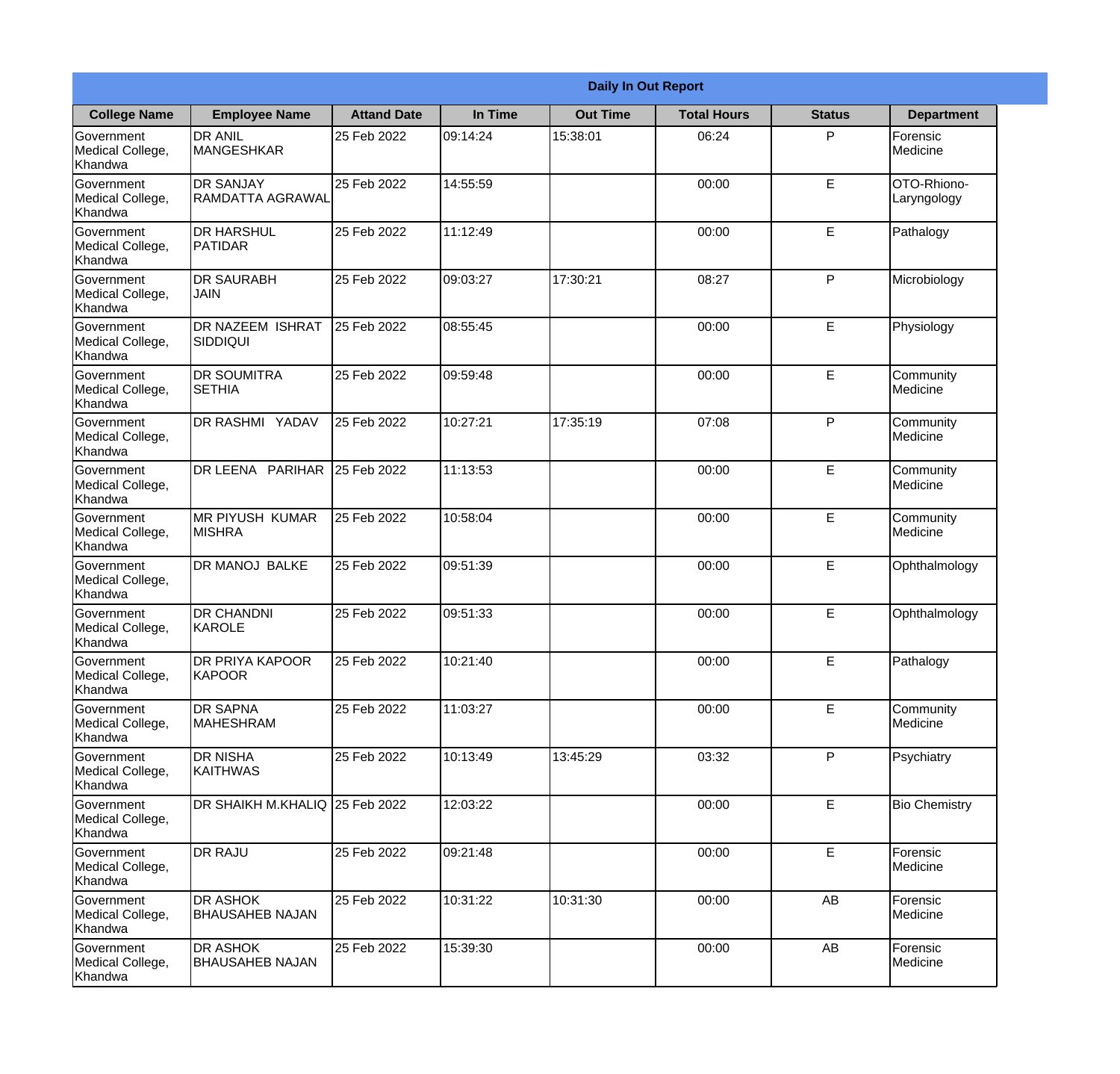**Daily In Out Report**

| College Name | Employee Name | Attand Date | In Time | Out Time | Total Hours | Status | Department |
|---|---|---|---|---|---|---|---|
| Government Medical College, Khandwa | DR ANIL MANGESHKAR | 25 Feb 2022 | 09:14:24 | 15:38:01 | 06:24 | P | Forensic Medicine |
| Government Medical College, Khandwa | DR SANJAY RAMDATTA AGRAWAL | 25 Feb 2022 | 14:55:59 | | 00:00 | E | OTO-Rhiono-Laryngology |
| Government Medical College, Khandwa | DR HARSHUL PATIDAR | 25 Feb 2022 | 11:12:49 | | 00:00 | E | Pathalogy |
| Government Medical College, Khandwa | DR SAURABH JAIN | 25 Feb 2022 | 09:03:27 | 17:30:21 | 08:27 | P | Microbiology |
| Government Medical College, Khandwa | DR NAZEEM ISHRAT SIDDIQUI | 25 Feb 2022 | 08:55:45 | | 00:00 | E | Physiology |
| Government Medical College, Khandwa | DR SOUMITRA SETHIA | 25 Feb 2022 | 09:59:48 | | 00:00 | E | Community Medicine |
| Government Medical College, Khandwa | DR RASHMI YADAV | 25 Feb 2022 | 10:27:21 | 17:35:19 | 07:08 | P | Community Medicine |
| Government Medical College, Khandwa | DR LEENA PARIHAR | 25 Feb 2022 | 11:13:53 | | 00:00 | E | Community Medicine |
| Government Medical College, Khandwa | MR PIYUSH KUMAR MISHRA | 25 Feb 2022 | 10:58:04 | | 00:00 | E | Community Medicine |
| Government Medical College, Khandwa | DR MANOJ BALKE | 25 Feb 2022 | 09:51:39 | | 00:00 | E | Ophthalmology |
| Government Medical College, Khandwa | DR CHANDNI KAROLE | 25 Feb 2022 | 09:51:33 | | 00:00 | E | Ophthalmology |
| Government Medical College, Khandwa | DR PRIYA KAPOOR KAPOOR | 25 Feb 2022 | 10:21:40 | | 00:00 | E | Pathalogy |
| Government Medical College, Khandwa | DR SAPNA MAHESHRAM | 25 Feb 2022 | 11:03:27 | | 00:00 | E | Community Medicine |
| Government Medical College, Khandwa | DR NISHA KAITHWAS | 25 Feb 2022 | 10:13:49 | 13:45:29 | 03:32 | P | Psychiatry |
| Government Medical College, Khandwa | DR SHAIKH M.KHALIQ | 25 Feb 2022 | 12:03:22 | | 00:00 | E | Bio Chemistry |
| Government Medical College, Khandwa | DR RAJU | 25 Feb 2022 | 09:21:48 | | 00:00 | E | Forensic Medicine |
| Government Medical College, Khandwa | DR ASHOK BHAUSAHEB NAJAN | 25 Feb 2022 | 10:31:22 | 10:31:30 | 00:00 | AB | Forensic Medicine |
| Government Medical College, Khandwa | DR ASHOK BHAUSAHEB NAJAN | 25 Feb 2022 | 15:39:30 | | 00:00 | AB | Forensic Medicine |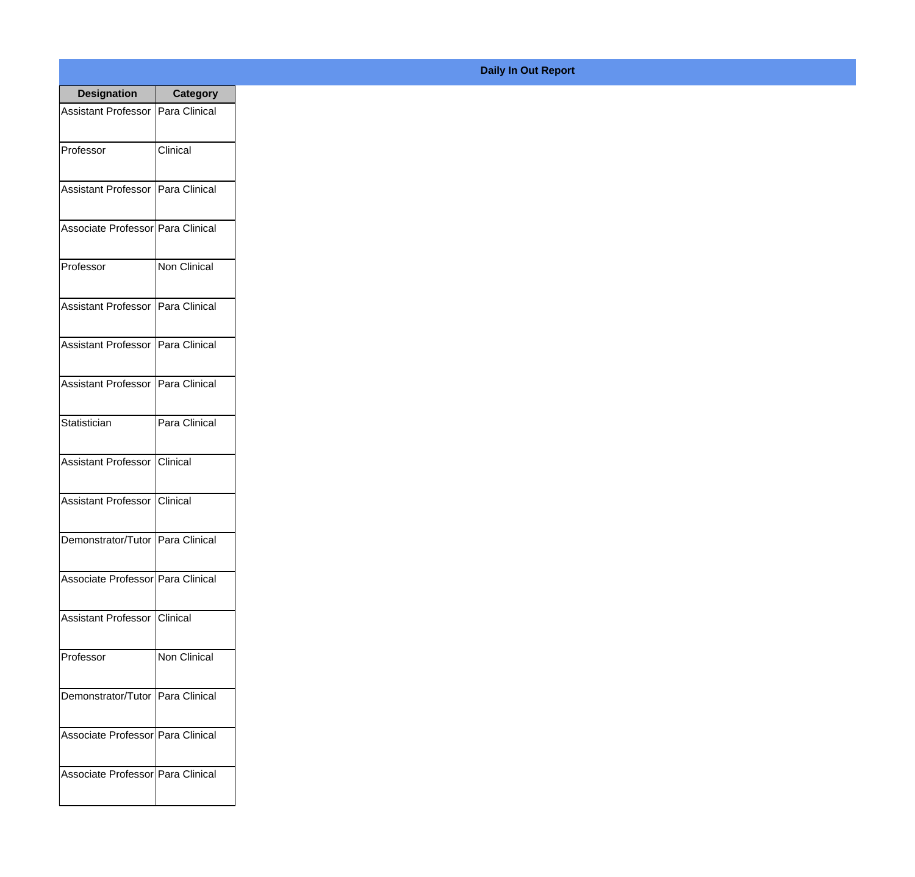## Daily In Out Report

| Designation | Category |
|---|---|
| Assistant Professor | Para Clinical |
| Professor | Clinical |
| Assistant Professor | Para Clinical |
| Associate Professor | Para Clinical |
| Professor | Non Clinical |
| Assistant Professor | Para Clinical |
| Assistant Professor | Para Clinical |
| Assistant Professor | Para Clinical |
| Statistician | Para Clinical |
| Assistant Professor | Clinical |
| Assistant Professor | Clinical |
| Demonstrator/Tutor | Para Clinical |
| Associate Professor | Para Clinical |
| Assistant Professor | Clinical |
| Professor | Non Clinical |
| Demonstrator/Tutor | Para Clinical |
| Associate Professor | Para Clinical |
| Associate Professor | Para Clinical |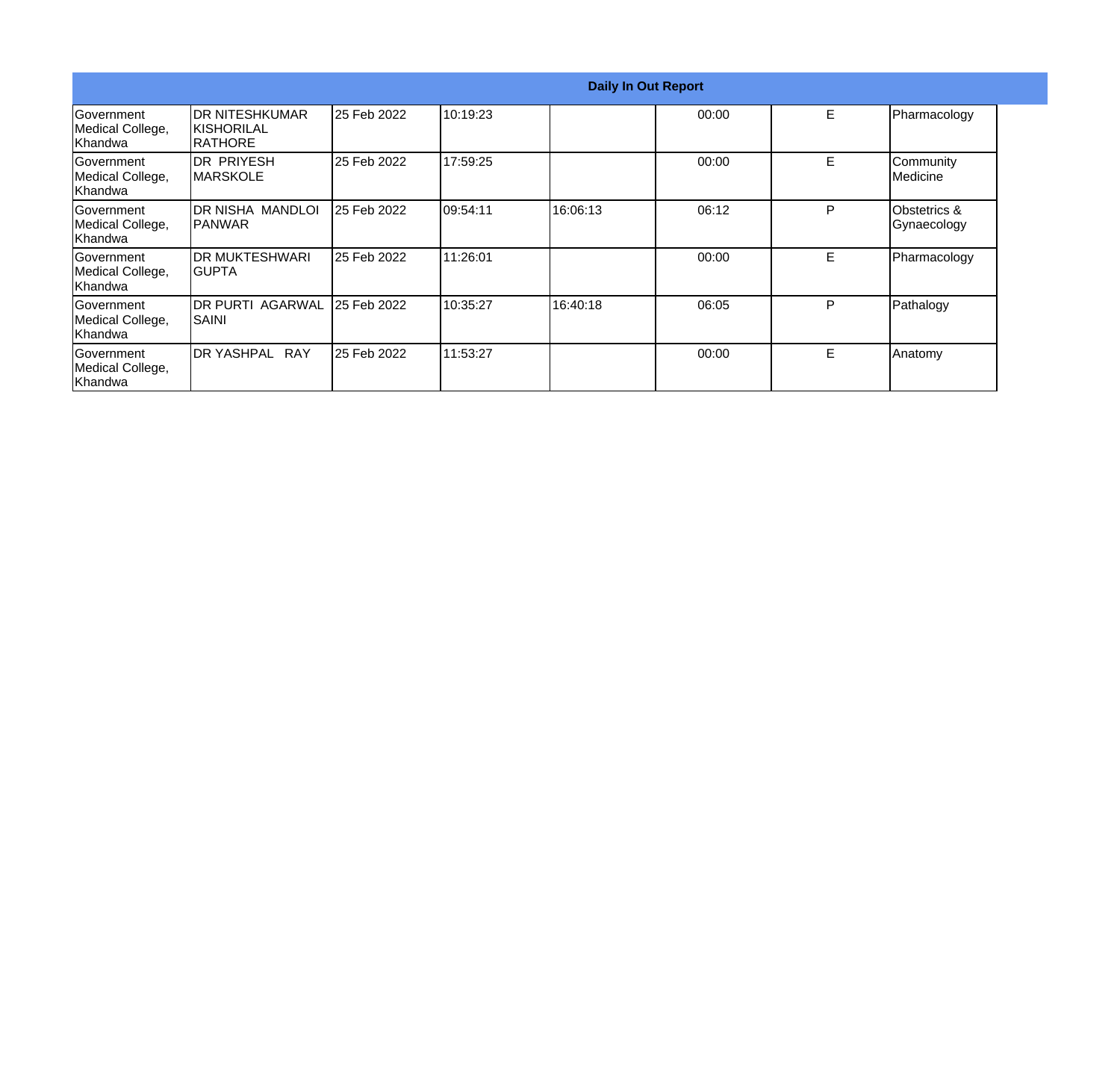| Daily In Out Report | | | | | | | |
|---|---|---|---|---|---|---|---|
| Government Medical College, Khandwa | DR NITESHKUMAR KISHORILAL RATHORE | 25 Feb 2022 | 10:19:23 | | 00:00 | E | Pharmacology |
| Government Medical College, Khandwa | DR PRIYESH MARSKOLE | 25 Feb 2022 | 17:59:25 | | 00:00 | E | Community Medicine |
| Government Medical College, Khandwa | DR NISHA MANDLOI PANWAR | 25 Feb 2022 | 09:54:11 | 16:06:13 | 06:12 | P | Obstetrics & Gynaecology |
| Government Medical College, Khandwa | DR MUKTESHWARI GUPTA | 25 Feb 2022 | 11:26:01 | | 00:00 | E | Pharmacology |
| Government Medical College, Khandwa | DR PURTI AGARWAL SAINI | 25 Feb 2022 | 10:35:27 | 16:40:18 | 06:05 | P | Pathalogy |
| Government Medical College, Khandwa | DR YASHPAL RAY | 25 Feb 2022 | 11:53:27 | | 00:00 | E | Anatomy |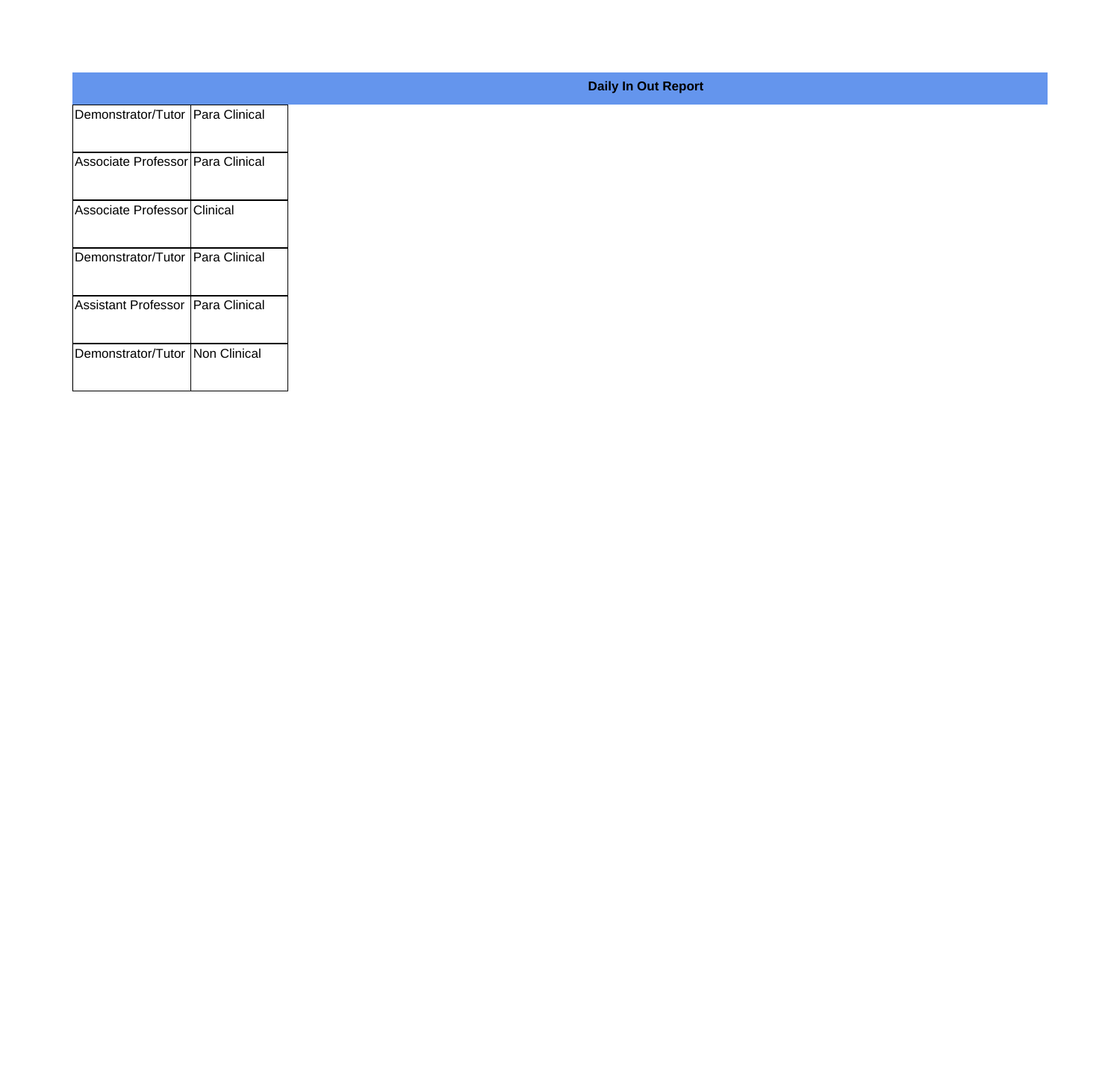**Daily In Out Report**

| | |
|---|---|
| Demonstrator/Tutor | Para Clinical |
| Associate Professor | Para Clinical |
| Associate Professor | Clinical |
| Demonstrator/Tutor | Para Clinical |
| Assistant Professor | Para Clinical |
| Demonstrator/Tutor | Non Clinical |